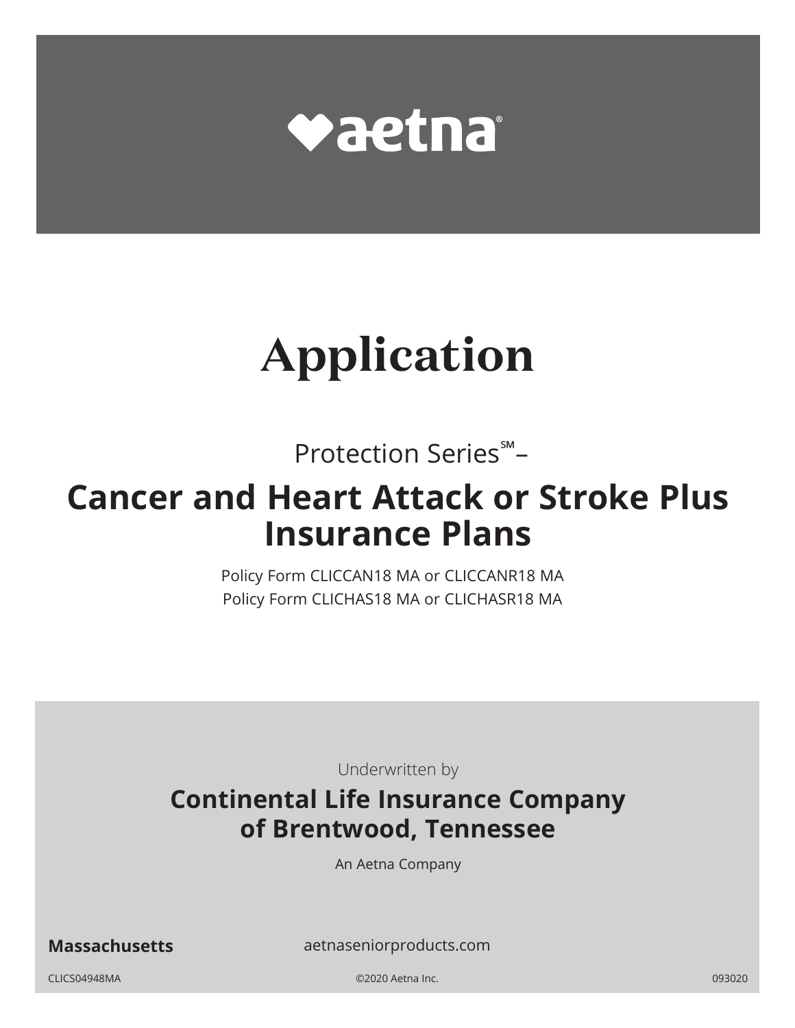aetna®

# Application

Protection Series℠–

## Cancer and Heart Attack or Stroke Plus Insurance Plans

Policy Form CLICCAN18 MA or CLICCANR18 MA
Policy Form CLICHAS18 MA or CLICHASR18 MA

Underwritten by

**Continental Life Insurance Company of Brentwood, Tennessee**

An Aetna Company

**Massachusetts**

aetnaseniorproducts.com

CLICS04948MA

©2020 Aetna Inc.

093020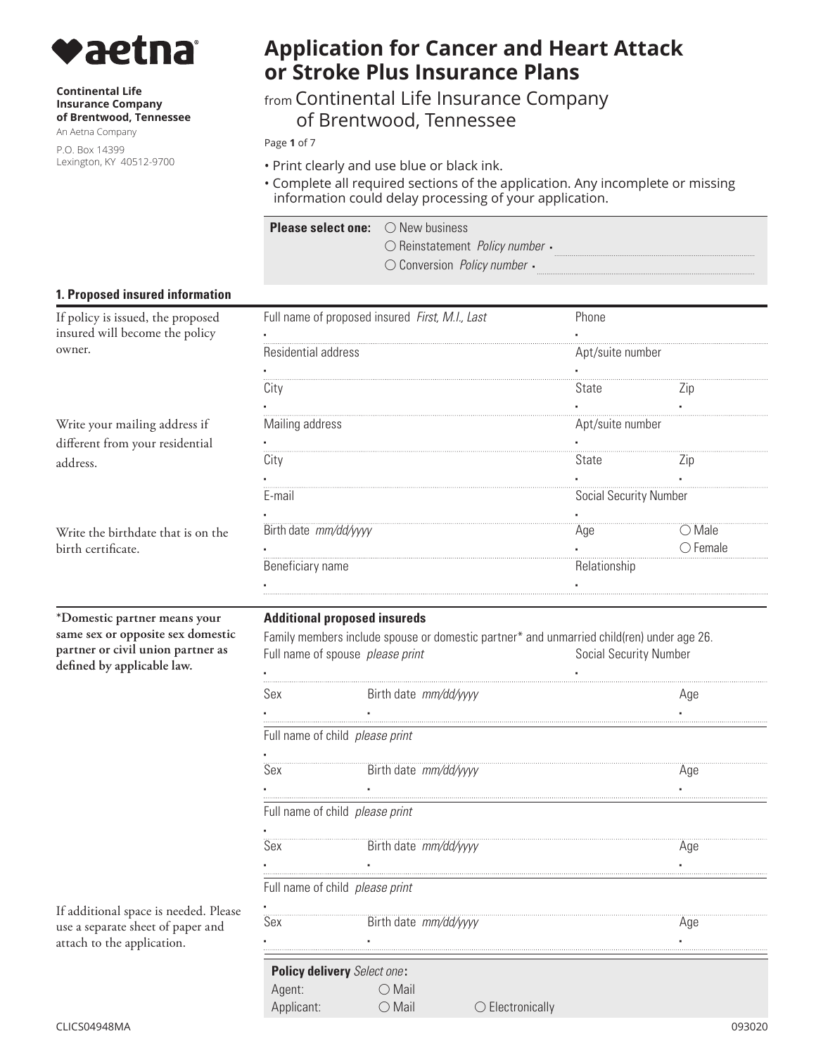**aetna**

**Continental Life Insurance Company of Brentwood, Tennessee**
An Aetna Company
P.O. Box 14399
Lexington, KY 40512-9700

# Application for Cancer and Heart Attack or Stroke Plus Insurance Plans

from Continental Life Insurance Company of Brentwood, Tennessee

- Print clearly and use blue or black ink.
- Complete all required sections of the application. Any incomplete or missing information could delay processing of your application.

**Please select one:**
- ○ New business
- ○ Reinstatement *Policy number* ▪ ______
- ○ Conversion *Policy number* ▪ ______

## 1. Proposed insured information

If policy is issued, the proposed insured will become the policy owner.

| Full name of proposed insured *First, M.I., Last* | Phone | |
|---|---|---|
| ▪ | ▪ | |
| Residential address | Apt/suite number | |
| ▪ | ▪ | |
| City | State | Zip |
| ▪ | ▪ | ▪ |

Write your mailing address if different from your residential address.

| Mailing address | Apt/suite number | |
|---|---|---|
| ▪ | ▪ | |
| City | State | Zip |
| ▪ | ▪ | ▪ |
| E-mail | Social Security Number | |
| ▪ | ▪ | |

Write the birthdate that is on the birth certificate.

| Birth date *mm/dd/yyyy* | Age | ○ Male ○ Female |
|---|---|---|
| ▪ | ▪ | |
| Beneficiary name | Relationship | |
| ▪ | ▪ | |

### Additional proposed insureds

*Domestic partner means your same sex or opposite sex domestic partner or civil union partner as defined by applicable law.

Family members include spouse or domestic partner* and unmarried child(ren) under age 26.

| Full name of spouse *please print* | | Social Security Number |
|---|---|---|
| ▪ | | ▪ |
| Sex | Birth date *mm/dd/yyyy* | Age |
| ▪ | ▪ | ▪ |

| Full name of child *please print* | | |
|---|---|---|
| ▪ | | |
| Sex | Birth date *mm/dd/yyyy* | Age |
| ▪ | ▪ | ▪ |

| Full name of child *please print* | | |
|---|---|---|
| ▪ | | |
| Sex | Birth date *mm/dd/yyyy* | Age |
| ▪ | ▪ | ▪ |

| Full name of child *please print* | | |
|---|---|---|
| ▪ | | |
| Sex | Birth date *mm/dd/yyyy* | Age |
| ▪ | ▪ | ▪ |

If additional space is needed. Please use a separate sheet of paper and attach to the application.

**Policy delivery** *Select one*:
- Agent: ○ Mail
- Applicant: ○ Mail ○ Electronically

CLICS04948MA 093020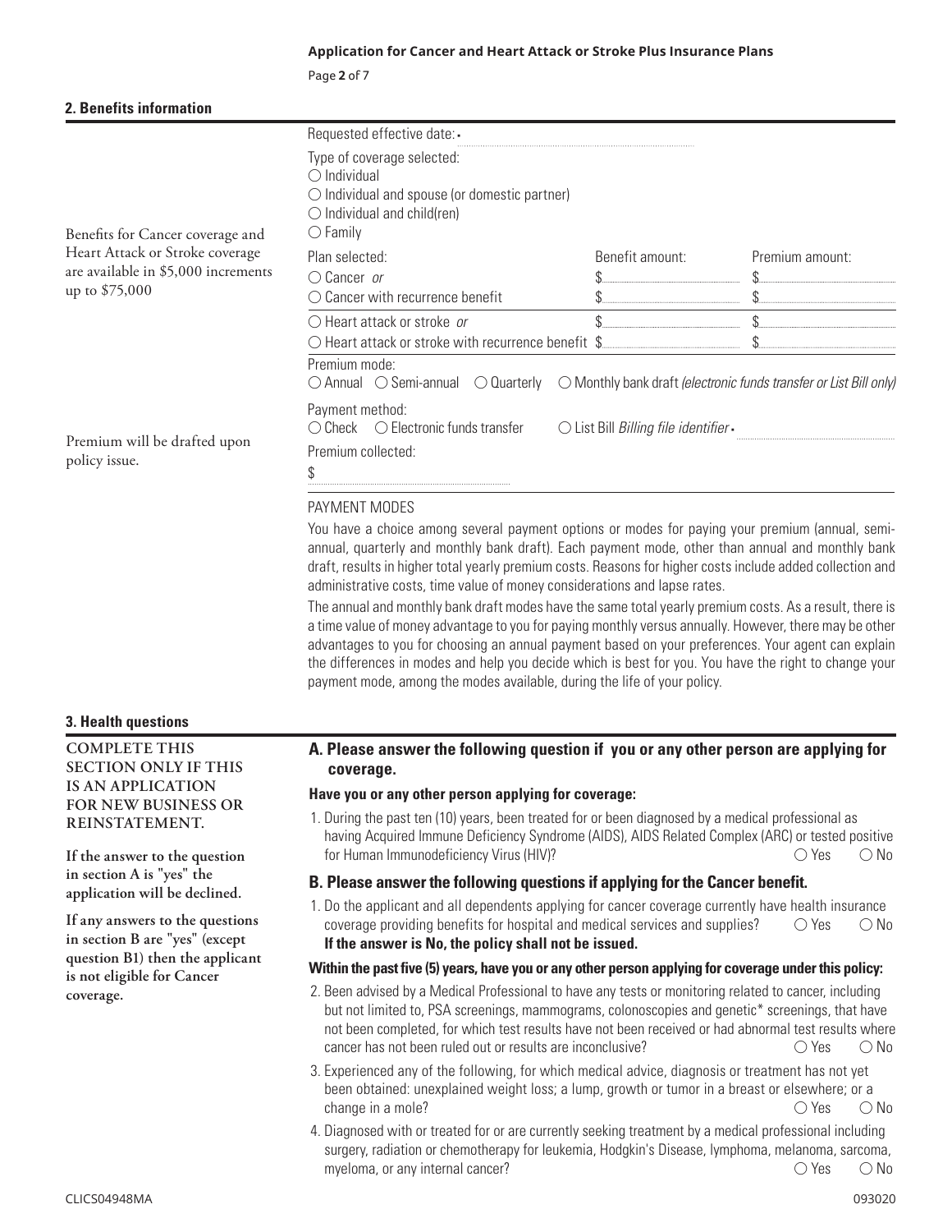## 2. Benefits information

Benefits for Cancer coverage and Heart Attack or Stroke coverage are available in $5,000 increments up to $75,000

Requested effective date: ____________________

Type of coverage selected:
○ Individual
○ Individual and spouse (or domestic partner)
○ Individual and child(ren)
○ Family

| Plan selected: | Benefit amount: | Premium amount: |
|---|---|---|
| ○ Cancer *or* | $________ | $________ |
| ○ Cancer with recurrence benefit | $________ | $________ |
| ○ Heart attack or stroke *or* | $________ | $________ |
| ○ Heart attack or stroke with recurrence benefit | $________ | $________ |

Premium mode:
○ Annual ○ Semi-annual ○ Quarterly ○ Monthly bank draft *(electronic funds transfer or List Bill only)*

Premium will be drafted upon policy issue.

Payment method:
○ Check ○ Electronic funds transfer ○ List Bill *Billing file identifier* ____________________

Premium collected:
$ ____________________

PAYMENT MODES

You have a choice among several payment options or modes for paying your premium (annual, semi-annual, quarterly and monthly bank draft). Each payment mode, other than annual and monthly bank draft, results in higher total yearly premium costs. Reasons for higher costs include added collection and administrative costs, time value of money considerations and lapse rates.

The annual and monthly bank draft modes have the same total yearly premium costs. As a result, there is a time value of money advantage to you for paying monthly versus annually. However, there may be other advantages to you for choosing an annual payment based on your preferences. Your agent can explain the differences in modes and help you decide which is best for you. You have the right to change your payment mode, among the modes available, during the life of your policy.

## 3. Health questions

**COMPLETE THIS SECTION ONLY IF THIS IS AN APPLICATION FOR NEW BUSINESS OR REINSTATEMENT.**

**If the answer to the question in section A is "yes" the application will be declined.**

**If any answers to the questions in section B are "yes" (except question B1) then the applicant is not eligible for Cancer coverage.**

### A. Please answer the following question if you or any other person are applying for coverage.

**Have you or any other person applying for coverage:**

1. During the past ten (10) years, been treated for or been diagnosed by a medical professional as having Acquired Immune Deficiency Syndrome (AIDS), AIDS Related Complex (ARC) or tested positive for Human Immunodeficiency Virus (HIV)? ○ Yes ○ No

### B. Please answer the following questions if applying for the Cancer benefit.

1. Do the applicant and all dependents applying for cancer coverage currently have health insurance coverage providing benefits for hospital and medical services and supplies? ○ Yes ○ No
**If the answer is No, the policy shall not be issued.**

**Within the past five (5) years, have you or any other person applying for coverage under this policy:**

2. Been advised by a Medical Professional to have any tests or monitoring related to cancer, including but not limited to, PSA screenings, mammograms, colonoscopies and genetic* screenings, that have not been completed, for which test results have not been received or had abnormal test results where cancer has not been ruled out or results are inconclusive? ○ Yes ○ No
3. Experienced any of the following, for which medical advice, diagnosis or treatment has not yet been obtained: unexplained weight loss; a lump, growth or tumor in a breast or elsewhere; or a change in a mole? ○ Yes ○ No
4. Diagnosed with or treated for or are currently seeking treatment by a medical professional including surgery, radiation or chemotherapy for leukemia, Hodgkin's Disease, lymphoma, melanoma, sarcoma, myeloma, or any internal cancer? ○ Yes ○ No

CLICS04948MA 093020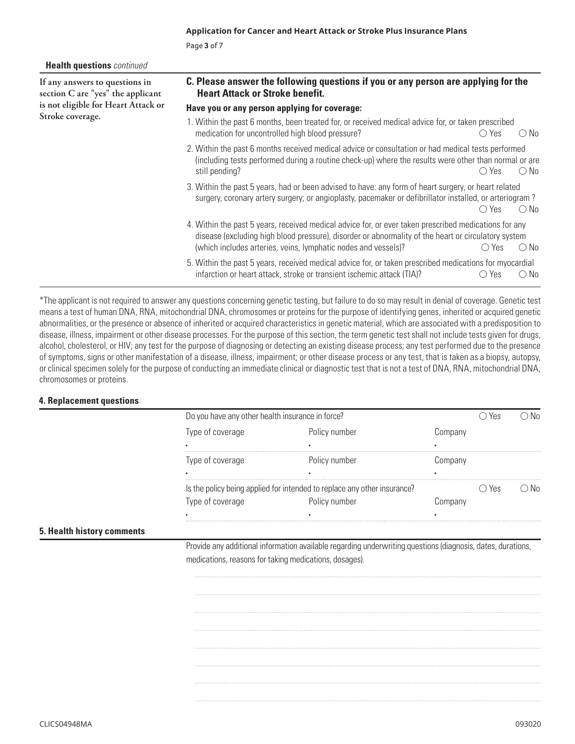**Health questions** *continued*

If any answers to questions in section C are "yes" the applicant is not eligible for Heart Attack or Stroke coverage.

### C. Please answer the following questions if you or any person are applying for the Heart Attack or Stroke benefit.

**Have you or any person applying for coverage:**

1. Within the past 6 months, been treated for, or received medical advice for, or taken prescribed medication for uncontrolled high blood pressure? ○ Yes ○ No
2. Within the past 6 months received medical advice or consultation or had medical tests performed (including tests performed during a routine check-up) where the results were other than normal or are still pending? ○ Yes ○ No
3. Within the past 5 years, had or been advised to have: any form of heart surgery, or heart related surgery, coronary artery surgery; or angioplasty, pacemaker or defibrillator installed, or arteriogram ? ○ Yes ○ No
4. Within the past 5 years, received medical advice for, or ever taken prescribed medications for any disease (excluding high blood pressure), disorder or abnormality of the heart or circulatory system (which includes arteries, veins, lymphatic nodes and vessels)? ○ Yes ○ No
5. Within the past 5 years, received medical advice for, or taken prescribed medications for myocardial infarction or heart attack, stroke or transient ischemic attack (TIA)? ○ Yes ○ No

*The applicant is not required to answer any questions concerning genetic testing, but failure to do so may result in denial of coverage. Genetic test means a test of human DNA, RNA, mitochondrial DNA, chromosomes or proteins for the purpose of identifying genes, inherited or acquired genetic abnormalities, or the presence or absence of inherited or acquired characteristics in genetic material, which are associated with a predisposition to disease, illness, impairment or other disease processes. For the purpose of this section, the term genetic test shall not include tests given for drugs, alcohol, cholesterol, or HIV; any test for the purpose of diagnosing or detecting an existing disease process; any test performed due to the presence of symptoms, signs or other manifestation of a disease, illness, impairment; or other disease process or any test, that is taken as a biopsy, autopsy, or clinical specimen solely for the purpose of conducting an immediate clinical or diagnostic test that is not a test of DNA, RNA, mitochondrial DNA, chromosomes or proteins.

## 4. Replacement questions

Do you have any other health insurance in force? ○ Yes ○ No

| Type of coverage | Policy number | Company |
|---|---|---|
| | | |
| | | |

Is the policy being applied for intended to replace any other insurance? ○ Yes ○ No

| Type of coverage | Policy number | Company |
|---|---|---|
| | | |

## 5. Health history comments

Provide any additional information available regarding underwriting questions (diagnosis, dates, durations, medications, reasons for taking medications, dosages).

CLICS04948MA

093020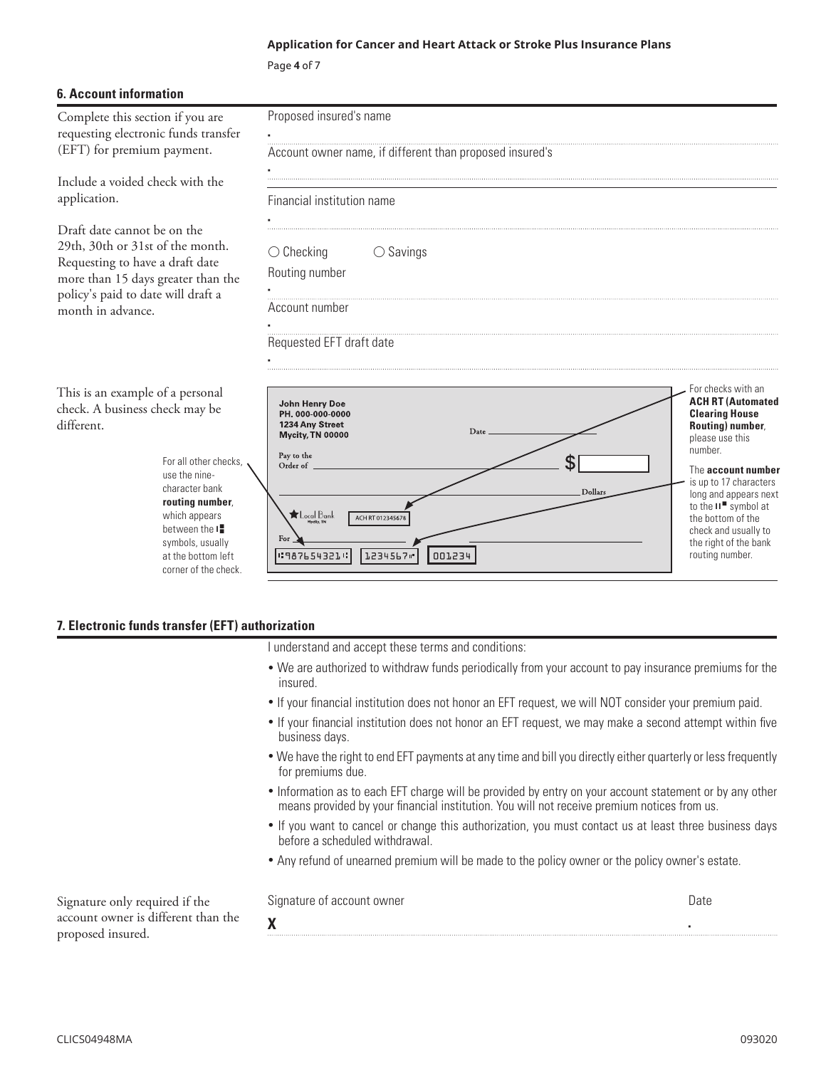## 6. Account information

Complete this section if you are requesting electronic funds transfer (EFT) for premium payment.

Include a voided check with the application.

Draft date cannot be on the 29th, 30th or 31st of the month. Requesting to have a draft date more than 15 days greater than the policy's paid to date will draft a month in advance.

Proposed insured's name

Account owner name, if different than proposed insured's

Financial institution name

○ Checking ○ Savings

Routing number

Account number

Requested EFT draft date

This is an example of a personal check. A business check may be different.

For all other checks, use the nine-character bank **routing number**, which appears between the ⑆ symbols, usually at the bottom left corner of the check.

John Henry Doe
PH. 000-000-0000
1234 Any Street
Mycity, TN 00000

Date

Pay to the Order of $

Dollars

Local Bank Mycity, TN

ACH RT 012345678

For

⑆987654321⑆ 1234567⑈ 001234

For checks with an **ACH RT (Automated Clearing House Routing) number**, please use this number.

The **account number** is up to 17 characters long and appears next to the ⑈ symbol at the bottom of the check and usually to the right of the bank routing number.

## 7. Electronic funds transfer (EFT) authorization

I understand and accept these terms and conditions:

- We are authorized to withdraw funds periodically from your account to pay insurance premiums for the insured.
- If your financial institution does not honor an EFT request, we will NOT consider your premium paid.
- If your financial institution does not honor an EFT request, we may make a second attempt within five business days.
- We have the right to end EFT payments at any time and bill you directly either quarterly or less frequently for premiums due.
- Information as to each EFT charge will be provided by entry on your account statement or by any other means provided by your financial institution. You will not receive premium notices from us.
- If you want to cancel or change this authorization, you must contact us at least three business days before a scheduled withdrawal.
- Any refund of unearned premium will be made to the policy owner or the policy owner's estate.

Signature only required if the account owner is different than the proposed insured.

Signature of account owner

X

Date

CLICS04948MA 093020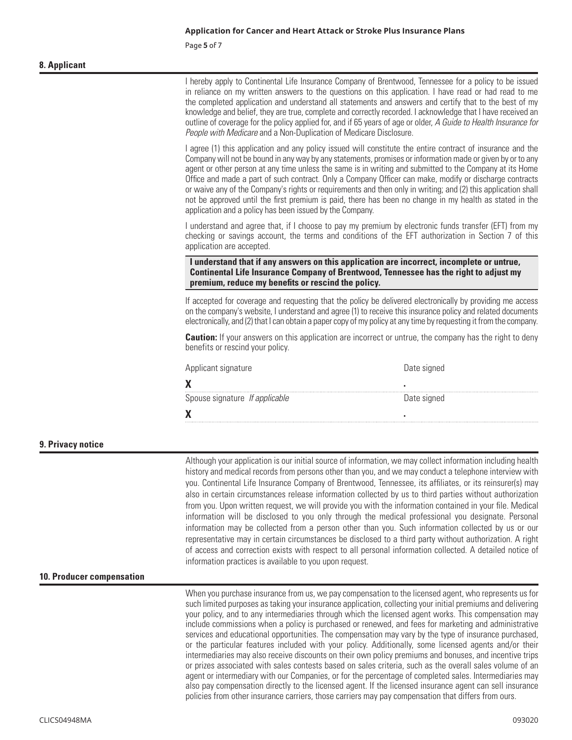## 8. Applicant

I hereby apply to Continental Life Insurance Company of Brentwood, Tennessee for a policy to be issued in reliance on my written answers to the questions on this application. I have read or had read to me the completed application and understand all statements and answers and certify that to the best of my knowledge and belief, they are true, complete and correctly recorded. I acknowledge that I have received an outline of coverage for the policy applied for, and if 65 years of age or older, *A Guide to Health Insurance for People with Medicare* and a Non-Duplication of Medicare Disclosure.

I agree (1) this application and any policy issued will constitute the entire contract of insurance and the Company will not be bound in any way by any statements, promises or information made or given by or to any agent or other person at any time unless the same is in writing and submitted to the Company at its Home Office and made a part of such contract. Only a Company Officer can make, modify or discharge contracts or waive any of the Company's rights or requirements and then only in writing; and (2) this application shall not be approved until the first premium is paid, there has been no change in my health as stated in the application and a policy has been issued by the Company.

I understand and agree that, if I choose to pay my premium by electronic funds transfer (EFT) from my checking or savings account, the terms and conditions of the EFT authorization in Section 7 of this application are accepted.

**I understand that if any answers on this application are incorrect, incomplete or untrue, Continental Life Insurance Company of Brentwood, Tennessee has the right to adjust my premium, reduce my benefits or rescind the policy.**

If accepted for coverage and requesting that the policy be delivered electronically by providing me access on the company's website, I understand and agree (1) to receive this insurance policy and related documents electronically, and (2) that I can obtain a paper copy of my policy at any time by requesting it from the company.

**Caution:** If your answers on this application are incorrect or untrue, the company has the right to deny benefits or rescind your policy.

| Applicant signature | Date signed |
| --- | --- |
| **X** | |
| Spouse signature *If applicable* | Date signed |
| **X** | |

## 9. Privacy notice

Although your application is our initial source of information, we may collect information including health history and medical records from persons other than you, and we may conduct a telephone interview with you. Continental Life Insurance Company of Brentwood, Tennessee, its affiliates, or its reinsurer(s) may also in certain circumstances release information collected by us to third parties without authorization from you. Upon written request, we will provide you with the information contained in your file. Medical information will be disclosed to you only through the medical professional you designate. Personal information may be collected from a person other than you. Such information collected by us or our representative may in certain circumstances be disclosed to a third party without authorization. A right of access and correction exists with respect to all personal information collected. A detailed notice of information practices is available to you upon request.

## 10. Producer compensation

When you purchase insurance from us, we pay compensation to the licensed agent, who represents us for such limited purposes as taking your insurance application, collecting your initial premiums and delivering your policy, and to any intermediaries through which the licensed agent works. This compensation may include commissions when a policy is purchased or renewed, and fees for marketing and administrative services and educational opportunities. The compensation may vary by the type of insurance purchased, or the particular features included with your policy. Additionally, some licensed agents and/or their intermediaries may also receive discounts on their own policy premiums and bonuses, and incentive trips or prizes associated with sales contests based on sales criteria, such as the overall sales volume of an agent or intermediary with our Companies, or for the percentage of completed sales. Intermediaries may also pay compensation directly to the licensed agent. If the licensed insurance agent can sell insurance policies from other insurance carriers, those carriers may pay compensation that differs from ours.

CLICS04948MA 093020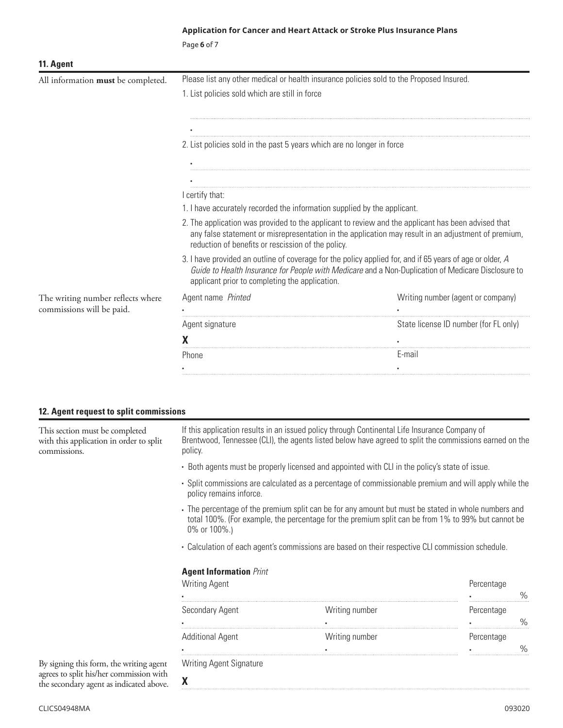## 11. Agent

All information **must** be completed.

Please list any other medical or health insurance policies sold to the Proposed Insured.

1. List policies sold which are still in force

•

2. List policies sold in the past 5 years which are no longer in force

•

•

I certify that:

1. I have accurately recorded the information supplied by the applicant.
2. The application was provided to the applicant to review and the applicant has been advised that any false statement or misrepresentation in the application may result in an adjustment of premium, reduction of benefits or rescission of the policy.
3. I have provided an outline of coverage for the policy applied for, and if 65 years of age or older, *A Guide to Health Insurance for People with Medicare* and a Non-Duplication of Medicare Disclosure to applicant prior to completing the application.

The writing number reflects where commissions will be paid.

| Agent name *Printed* | Writing number (agent or company) |
|---|---|
| • | • |
| Agent signature | State license ID number (for FL only) |
| **X** | • |
| Phone | E-mail |
| • | • |

## 12. Agent request to split commissions

This section must be completed with this application in order to split commissions.

If this application results in an issued policy through Continental Life Insurance Company of Brentwood, Tennessee (CLI), the agents listed below have agreed to split the commissions earned on the policy.

- Both agents must be properly licensed and appointed with CLI in the policy's state of issue.
- Split commissions are calculated as a percentage of commissionable premium and will apply while the policy remains inforce.
- The percentage of the premium split can be for any amount but must be stated in whole numbers and total 100%. (For example, the percentage for the premium split can be from 1% to 99% but cannot be 0% or 100%.)
- Calculation of each agent's commissions are based on their respective CLI commission schedule.

**Agent Information** *Print*

| Writing Agent | | Percentage |
|---|---|---|
| • | | • % |
| Secondary Agent | Writing number | Percentage |
| • | • | • % |
| Additional Agent | Writing number | Percentage |
| • | • | • % |

By signing this form, the writing agent agrees to split his/her commission with the secondary agent as indicated above.

Writing Agent Signature

**X**

CLICS04948MA 093020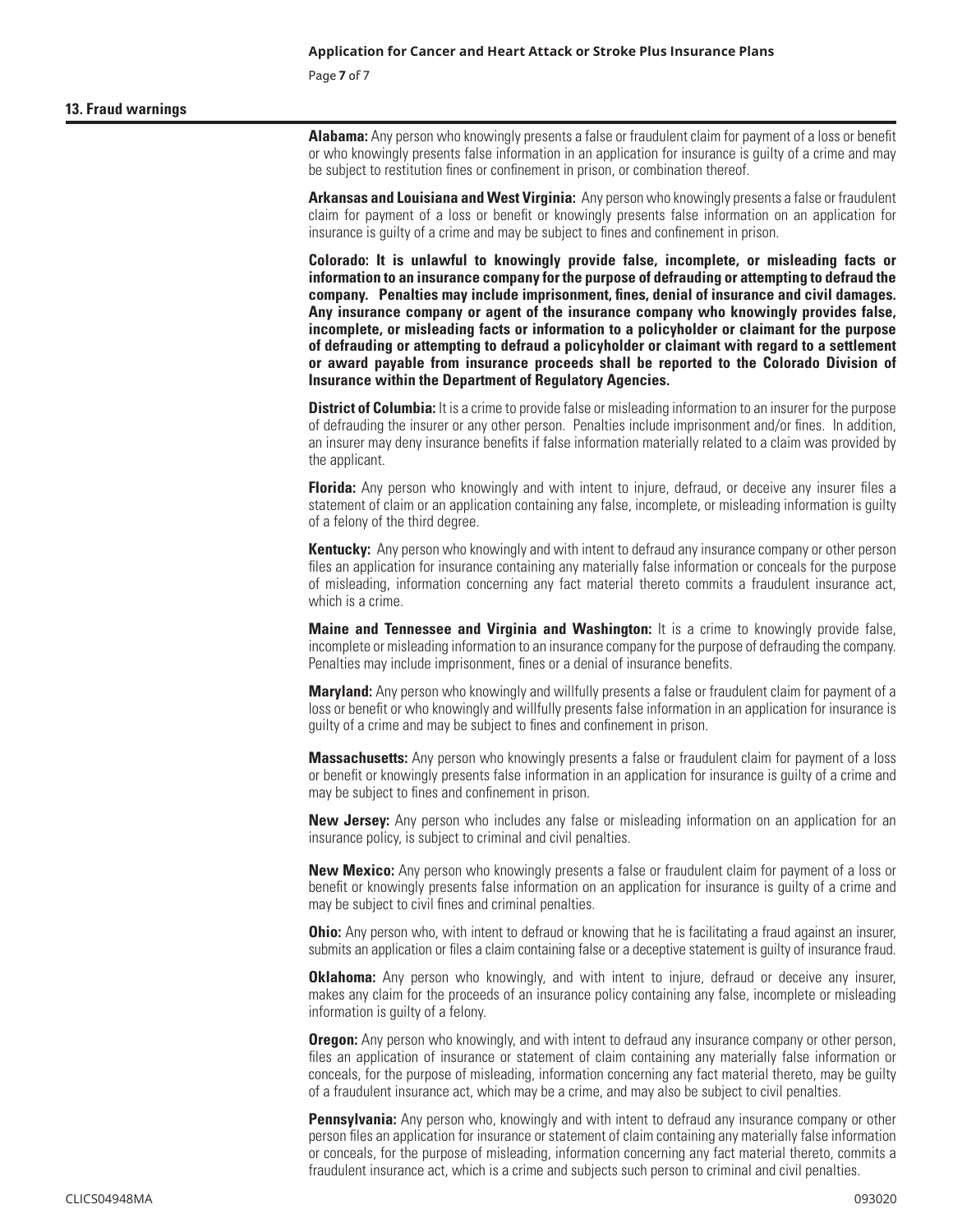## 13. Fraud warnings

**Alabama:** Any person who knowingly presents a false or fraudulent claim for payment of a loss or benefit or who knowingly presents false information in an application for insurance is guilty of a crime and may be subject to restitution fines or confinement in prison, or combination thereof.

**Arkansas and Louisiana and West Virginia:** Any person who knowingly presents a false or fraudulent claim for payment of a loss or benefit or knowingly presents false information on an application for insurance is guilty of a crime and may be subject to fines and confinement in prison.

**Colorado: It is unlawful to knowingly provide false, incomplete, or misleading facts or information to an insurance company for the purpose of defrauding or attempting to defraud the company. Penalties may include imprisonment, fines, denial of insurance and civil damages. Any insurance company or agent of the insurance company who knowingly provides false, incomplete, or misleading facts or information to a policyholder or claimant for the purpose of defrauding or attempting to defraud a policyholder or claimant with regard to a settlement or award payable from insurance proceeds shall be reported to the Colorado Division of Insurance within the Department of Regulatory Agencies.**

**District of Columbia:** It is a crime to provide false or misleading information to an insurer for the purpose of defrauding the insurer or any other person. Penalties include imprisonment and/or fines. In addition, an insurer may deny insurance benefits if false information materially related to a claim was provided by the applicant.

**Florida:** Any person who knowingly and with intent to injure, defraud, or deceive any insurer files a statement of claim or an application containing any false, incomplete, or misleading information is guilty of a felony of the third degree.

**Kentucky:** Any person who knowingly and with intent to defraud any insurance company or other person files an application for insurance containing any materially false information or conceals for the purpose of misleading, information concerning any fact material thereto commits a fraudulent insurance act, which is a crime.

**Maine and Tennessee and Virginia and Washington:** It is a crime to knowingly provide false, incomplete or misleading information to an insurance company for the purpose of defrauding the company. Penalties may include imprisonment, fines or a denial of insurance benefits.

**Maryland:** Any person who knowingly and willfully presents a false or fraudulent claim for payment of a loss or benefit or who knowingly and willfully presents false information in an application for insurance is guilty of a crime and may be subject to fines and confinement in prison.

**Massachusetts:** Any person who knowingly presents a false or fraudulent claim for payment of a loss or benefit or knowingly presents false information in an application for insurance is guilty of a crime and may be subject to fines and confinement in prison.

**New Jersey:** Any person who includes any false or misleading information on an application for an insurance policy, is subject to criminal and civil penalties.

**New Mexico:** Any person who knowingly presents a false or fraudulent claim for payment of a loss or benefit or knowingly presents false information on an application for insurance is guilty of a crime and may be subject to civil fines and criminal penalties.

**Ohio:** Any person who, with intent to defraud or knowing that he is facilitating a fraud against an insurer, submits an application or files a claim containing false or a deceptive statement is guilty of insurance fraud.

**Oklahoma:** Any person who knowingly, and with intent to injure, defraud or deceive any insurer, makes any claim for the proceeds of an insurance policy containing any false, incomplete or misleading information is guilty of a felony.

**Oregon:** Any person who knowingly, and with intent to defraud any insurance company or other person, files an application of insurance or statement of claim containing any materially false information or conceals, for the purpose of misleading, information concerning any fact material thereto, may be guilty of a fraudulent insurance act, which may be a crime, and may also be subject to civil penalties.

**Pennsylvania:** Any person who, knowingly and with intent to defraud any insurance company or other person files an application for insurance or statement of claim containing any materially false information or conceals, for the purpose of misleading, information concerning any fact material thereto, commits a fraudulent insurance act, which is a crime and subjects such person to criminal and civil penalties.

CLICS04948MA 093020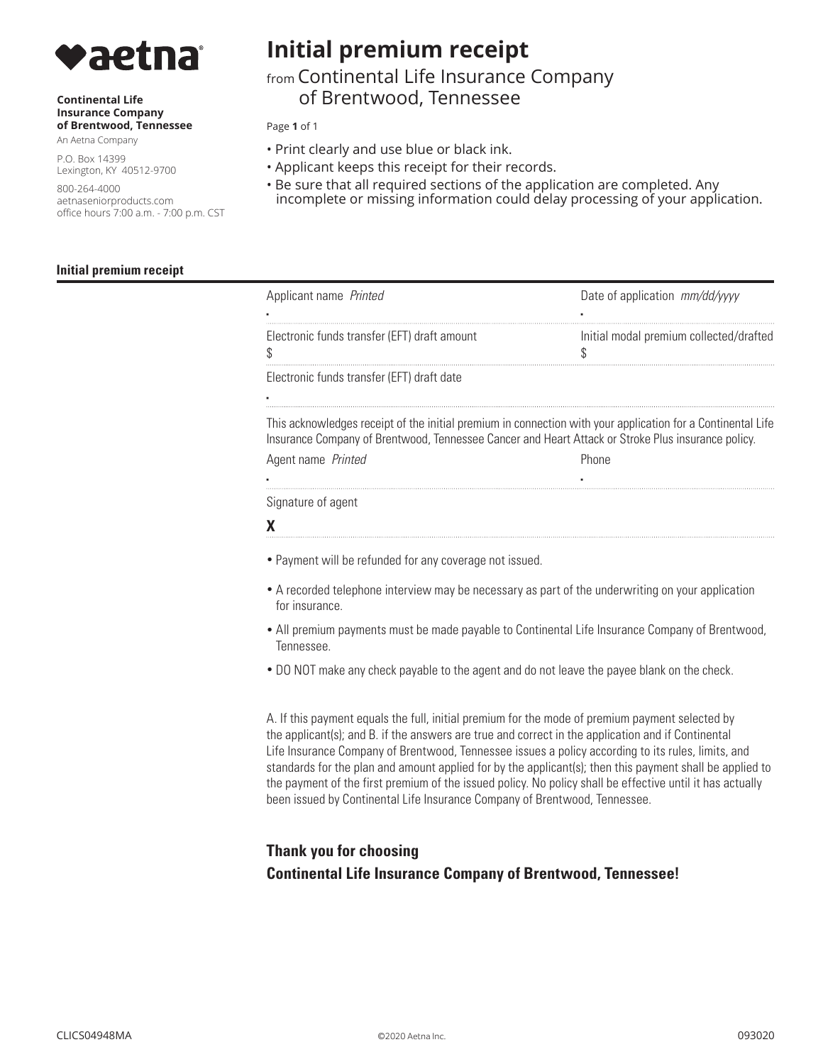**aetna**

**Continental Life Insurance Company of Brentwood, Tennessee**

An Aetna Company

P.O. Box 14399
Lexington, KY 40512-9700

800-264-4000
aetnaseniorproducts.com
office hours 7:00 a.m. - 7:00 p.m. CST

# Initial premium receipt

from Continental Life Insurance Company of Brentwood, Tennessee

Page **1** of 1

- Print clearly and use blue or black ink.
- Applicant keeps this receipt for their records.
- Be sure that all required sections of the application are completed. Any incomplete or missing information could delay processing of your application.

## Initial premium receipt

Applicant name *Printed*

Date of application *mm/dd/yyyy*

Electronic funds transfer (EFT) draft amount
$

Initial modal premium collected/drafted
$

Electronic funds transfer (EFT) draft date

This acknowledges receipt of the initial premium in connection with your application for a Continental Life Insurance Company of Brentwood, Tennessee Cancer and Heart Attack or Stroke Plus insurance policy.

Agent name *Printed*

Phone

Signature of agent

**X**

- Payment will be refunded for any coverage not issued.
- A recorded telephone interview may be necessary as part of the underwriting on your application for insurance.
- All premium payments must be made payable to Continental Life Insurance Company of Brentwood, Tennessee.
- DO NOT make any check payable to the agent and do not leave the payee blank on the check.

A. If this payment equals the full, initial premium for the mode of premium payment selected by the applicant(s); and B. if the answers are true and correct in the application and if Continental Life Insurance Company of Brentwood, Tennessee issues a policy according to its rules, limits, and standards for the plan and amount applied for by the applicant(s); then this payment shall be applied to the payment of the first premium of the issued policy. No policy shall be effective until it has actually been issued by Continental Life Insurance Company of Brentwood, Tennessee.

**Thank you for choosing**
**Continental Life Insurance Company of Brentwood, Tennessee!**

CLICS04948MA ©2020 Aetna Inc. 093020